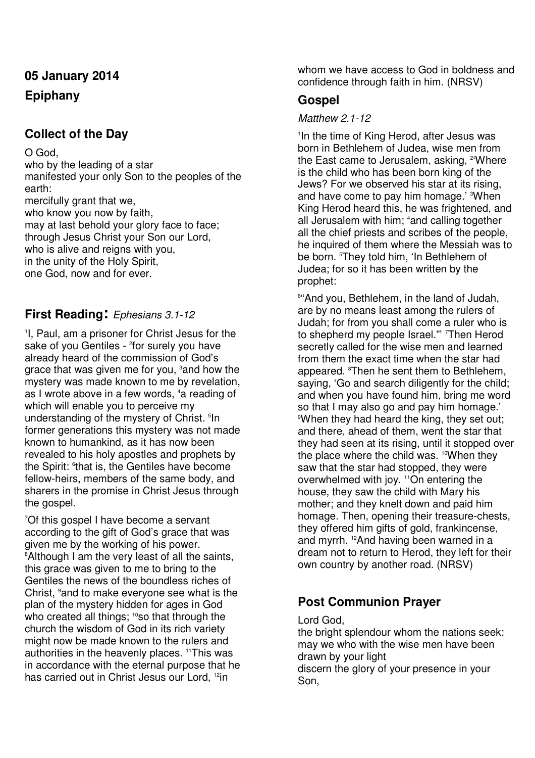**05 January 2014**

**Epiphany**

## Collect of the Day

O God,
who by the leading of a star
manifested your only Son to the peoples of the earth:
mercifully grant that we,
who know you now by faith,
may at last behold your glory face to face;
through Jesus Christ your Son our Lord,
who is alive and reigns with you,
in the unity of the Holy Spirit,
one God, now and for ever.

## First Reading: *Ephesians 3.1-12*

[1]I, Paul, am a prisoner for Christ Jesus for the sake of you Gentiles - [2]for surely you have already heard of the commission of God's grace that was given me for you, [3]and how the mystery was made known to me by revelation, as I wrote above in a few words, [4]a reading of which will enable you to perceive my understanding of the mystery of Christ. [5]In former generations this mystery was not made known to humankind, as it has now been revealed to his holy apostles and prophets by the Spirit: [6]that is, the Gentiles have become fellow-heirs, members of the same body, and sharers in the promise in Christ Jesus through the gospel.

[7]Of this gospel I have become a servant according to the gift of God's grace that was given me by the working of his power. [8]Although I am the very least of all the saints, this grace was given to me to bring to the Gentiles the news of the boundless riches of Christ, [9]and to make everyone see what is the plan of the mystery hidden for ages in God who created all things; [10]so that through the church the wisdom of God in its rich variety might now be made known to the rulers and authorities in the heavenly places. [11]This was in accordance with the eternal purpose that he has carried out in Christ Jesus our Lord, [12]in whom we have access to God in boldness and confidence through faith in him. (NRSV)

## Gospel

*Matthew 2.1-12*

[1]In the time of King Herod, after Jesus was born in Bethlehem of Judea, wise men from the East came to Jerusalem, asking, [2]'Where is the child who has been born king of the Jews? For we observed his star at its rising, and have come to pay him homage.' [3]When King Herod heard this, he was frightened, and all Jerusalem with him; [4]and calling together all the chief priests and scribes of the people, he inquired of them where the Messiah was to be born. [5]They told him, 'In Bethlehem of Judea; for so it has been written by the prophet:

[6]"And you, Bethlehem, in the land of Judah, are by no means least among the rulers of Judah; for from you shall come a ruler who is to shepherd my people Israel."' [7]Then Herod secretly called for the wise men and learned from them the exact time when the star had appeared. [8]Then he sent them to Bethlehem, saying, 'Go and search diligently for the child; and when you have found him, bring me word so that I may also go and pay him homage.' [9]When they had heard the king, they set out; and there, ahead of them, went the star that they had seen at its rising, until it stopped over the place where the child was. [10]When they saw that the star had stopped, they were overwhelmed with joy. [11]On entering the house, they saw the child with Mary his mother; and they knelt down and paid him homage. Then, opening their treasure-chests, they offered him gifts of gold, frankincense, and myrrh. [12]And having been warned in a dream not to return to Herod, they left for their own country by another road. (NRSV)

## Post Communion Prayer

Lord God,
the bright splendour whom the nations seek:
may we who with the wise men have been drawn by your light
discern the glory of your presence in your Son,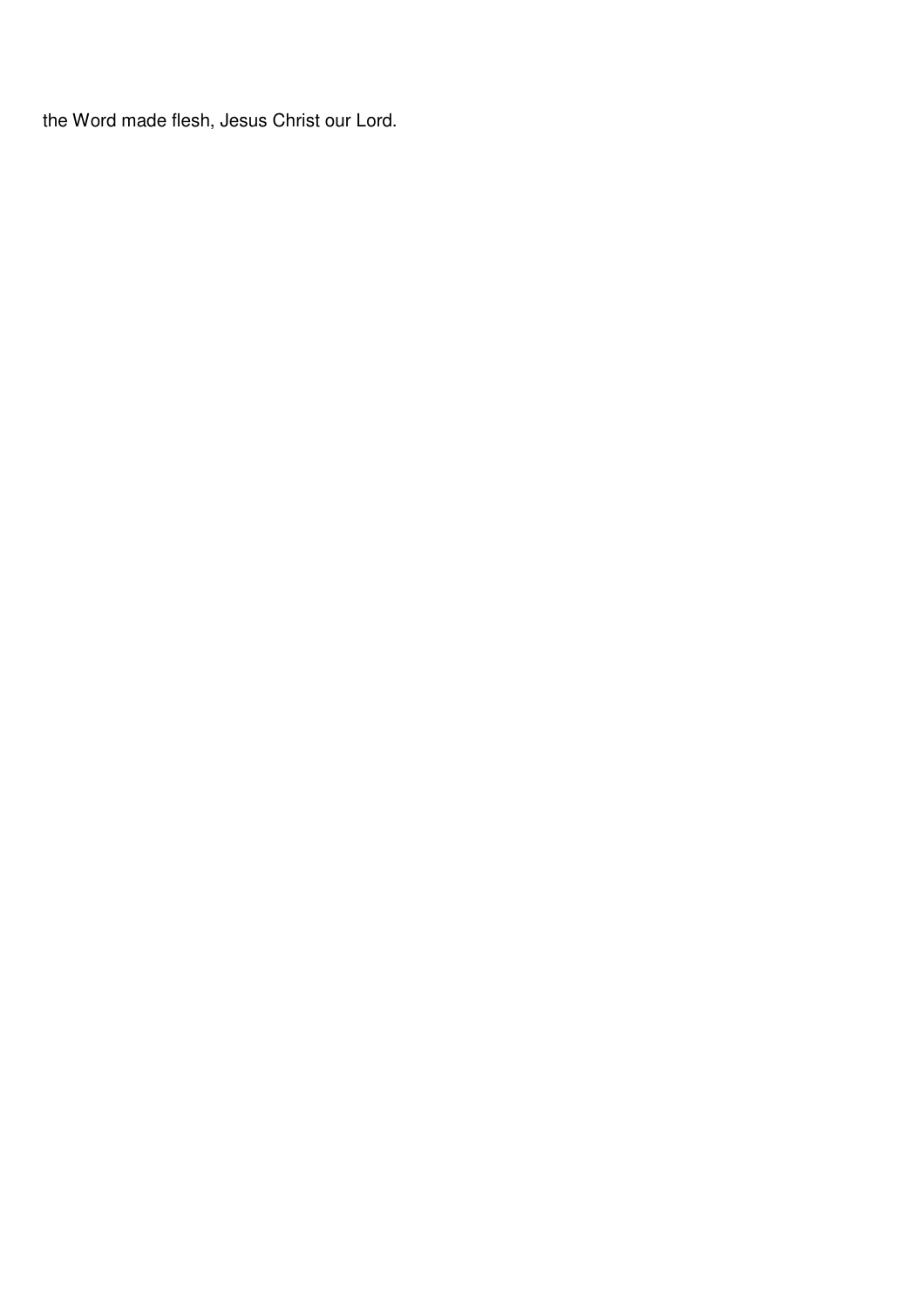the Word made flesh, Jesus Christ our Lord.